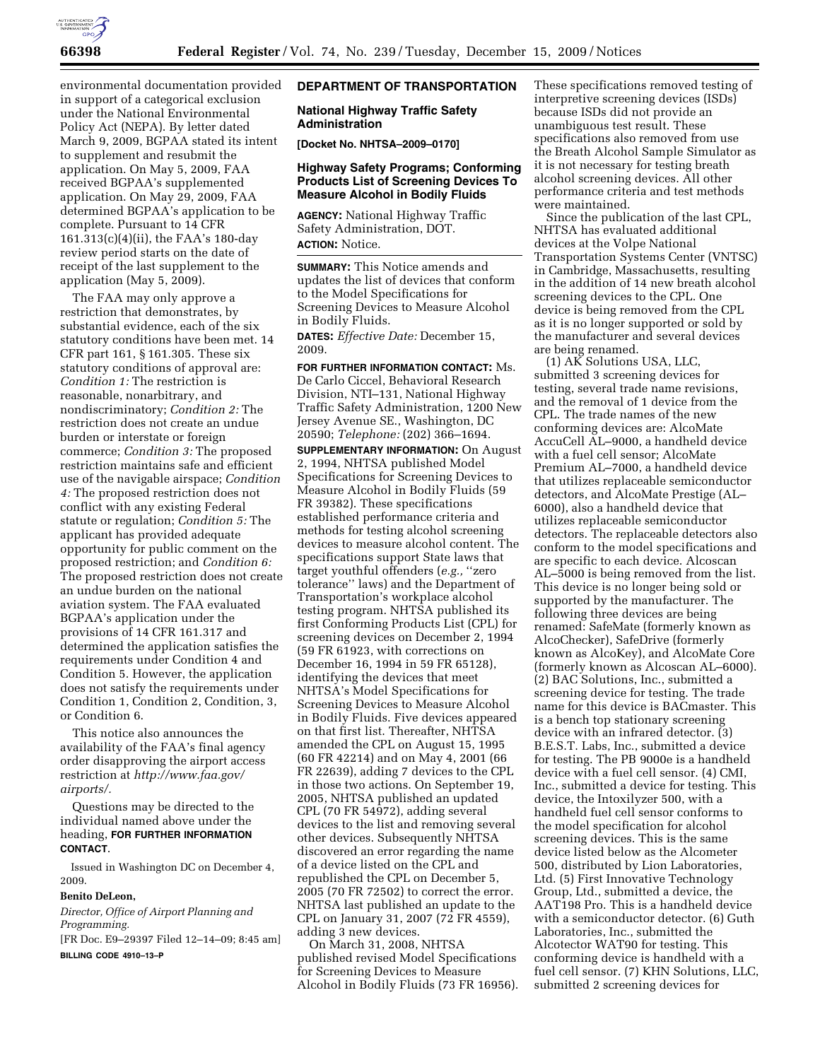environmental documentation provided in support of a categorical exclusion under the National Environmental Policy Act (NEPA). By letter dated March 9, 2009, BGPAA stated its intent to supplement and resubmit the application. On May 5, 2009, FAA received BGPAA's supplemented application. On May 29, 2009, FAA determined BGPAA's application to be complete. Pursuant to 14 CFR 161.313(c)(4)(ii), the FAA's 180-day review period starts on the date of receipt of the last supplement to the application (May 5, 2009).

The FAA may only approve a restriction that demonstrates, by substantial evidence, each of the six statutory conditions have been met. 14 CFR part 161, § 161.305. These six statutory conditions of approval are: *Condition 1:* The restriction is reasonable, nonarbitrary, and nondiscriminatory; *Condition 2:* The restriction does not create an undue burden or interstate or foreign commerce; *Condition 3:* The proposed restriction maintains safe and efficient use of the navigable airspace; *Condition 4:* The proposed restriction does not conflict with any existing Federal statute or regulation; *Condition 5:* The applicant has provided adequate opportunity for public comment on the proposed restriction; and *Condition 6:* The proposed restriction does not create an undue burden on the national aviation system. The FAA evaluated BGPAA's application under the provisions of 14 CFR 161.317 and determined the application satisfies the requirements under Condition 4 and Condition 5. However, the application does not satisfy the requirements under Condition 1, Condition 2, Condition, 3, or Condition 6.

This notice also announces the availability of the FAA's final agency order disapproving the airport access restriction at *http://www.faa.gov/airports/.*

Questions may be directed to the individual named above under the heading, **FOR FURTHER INFORMATION CONTACT**.

Issued in Washington DC on December 4, 2009.

**Benito DeLeon,**

*Director, Office of Airport Planning and Programming.*

[FR Doc. E9–29397 Filed 12–14–09; 8:45 am]

**BILLING CODE 4910–13–P**

## DEPARTMENT OF TRANSPORTATION

### National Highway Traffic Safety Administration

**[Docket No. NHTSA–2009–0170]**

### Highway Safety Programs; Conforming Products List of Screening Devices To Measure Alcohol in Bodily Fluids

**AGENCY:** National Highway Traffic Safety Administration, DOT.

**ACTION:** Notice.

**SUMMARY:** This Notice amends and updates the list of devices that conform to the Model Specifications for Screening Devices to Measure Alcohol in Bodily Fluids.

**DATES:** *Effective Date:* December 15, 2009.

**FOR FURTHER INFORMATION CONTACT:** Ms. De Carlo Ciccel, Behavioral Research Division, NTI–131, National Highway Traffic Safety Administration, 1200 New Jersey Avenue SE., Washington, DC 20590; *Telephone:* (202) 366–1694.

**SUPPLEMENTARY INFORMATION:** On August 2, 1994, NHTSA published Model Specifications for Screening Devices to Measure Alcohol in Bodily Fluids (59 FR 39382). These specifications established performance criteria and methods for testing alcohol screening devices to measure alcohol content. The specifications support State laws that target youthful offenders (*e.g.,* ''zero tolerance'' laws) and the Department of Transportation's workplace alcohol testing program. NHTSA published its first Conforming Products List (CPL) for screening devices on December 2, 1994 (59 FR 61923, with corrections on December 16, 1994 in 59 FR 65128), identifying the devices that meet NHTSA's Model Specifications for Screening Devices to Measure Alcohol in Bodily Fluids. Five devices appeared on that first list. Thereafter, NHTSA amended the CPL on August 15, 1995 (60 FR 42214) and on May 4, 2001 (66 FR 22639), adding 7 devices to the CPL in those two actions. On September 19, 2005, NHTSA published an updated CPL (70 FR 54972), adding several devices to the list and removing several other devices. Subsequently NHTSA discovered an error regarding the name of a device listed on the CPL and republished the CPL on December 5, 2005 (70 FR 72502) to correct the error. NHTSA last published an update to the CPL on January 31, 2007 (72 FR 4559), adding 3 new devices.

On March 31, 2008, NHTSA published revised Model Specifications for Screening Devices to Measure Alcohol in Bodily Fluids (73 FR 16956). These specifications removed testing of interpretive screening devices (ISDs) because ISDs did not provide an unambiguous test result. These specifications also removed from use the Breath Alcohol Sample Simulator as it is not necessary for testing breath alcohol screening devices. All other performance criteria and test methods were maintained.

Since the publication of the last CPL, NHTSA has evaluated additional devices at the Volpe National Transportation Systems Center (VNTSC) in Cambridge, Massachusetts, resulting in the addition of 14 new breath alcohol screening devices to the CPL. One device is being removed from the CPL as it is no longer supported or sold by the manufacturer and several devices are being renamed.

(1) AK Solutions USA, LLC, submitted 3 screening devices for testing, several trade name revisions, and the removal of 1 device from the CPL. The trade names of the new conforming devices are: AlcoMate AccuCell AL–9000, a handheld device with a fuel cell sensor; AlcoMate Premium AL–7000, a handheld device that utilizes replaceable semiconductor detectors, and AlcoMate Prestige (AL–6000), also a handheld device that utilizes replaceable semiconductor detectors. The replaceable detectors also conform to the model specifications and are specific to each device. Alcoscan AL–5000 is being removed from the list. This device is no longer being sold or supported by the manufacturer. The following three devices are being renamed: SafeMate (formerly known as AlcoChecker), SafeDrive (formerly known as AlcoKey), and AlcoMate Core (formerly known as Alcoscan AL–6000). (2) BAC Solutions, Inc., submitted a screening device for testing. The trade name for this device is BACmaster. This is a bench top stationary screening device with an infrared detector. (3) B.E.S.T. Labs, Inc., submitted a device for testing. The PB 9000e is a handheld device with a fuel cell sensor. (4) CMI, Inc., submitted a device for testing. This device, the Intoxilyzer 500, with a handheld fuel cell sensor conforms to the model specification for alcohol screening devices. This is the same device listed below as the Alcometer 500, distributed by Lion Laboratories, Ltd. (5) First Innovative Technology Group, Ltd., submitted a device, the AAT198 Pro. This is a handheld device with a semiconductor detector. (6) Guth Laboratories, Inc., submitted the Alcotector WAT90 for testing. This conforming device is handheld with a fuel cell sensor. (7) KHN Solutions, LLC, submitted 2 screening devices for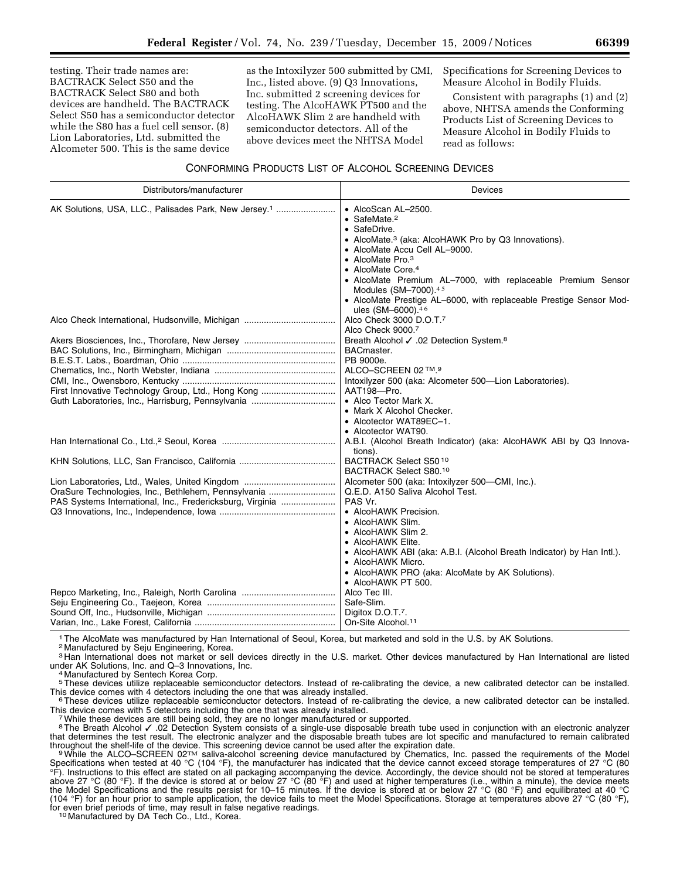testing. Their trade names are: BACTRACK Select S50 and the BACTRACK Select S80 and both devices are handheld. The BACTRACK Select S50 has a semiconductor detector while the S80 has a fuel cell sensor. (8) Lion Laboratories, Ltd. submitted the Alcometer 500. This is the same device as the Intoxilyzer 500 submitted by CMI, Inc., listed above. (9) Q3 Innovations, Inc. submitted 2 screening devices for testing. The AlcoHAWK PT500 and the AlcoHAWK Slim 2 are handheld with semiconductor detectors. All of the above devices meet the NHTSA Model Specifications for Screening Devices to Measure Alcohol in Bodily Fluids.

Consistent with paragraphs (1) and (2) above, NHTSA amends the Conforming Products List of Screening Devices to Measure Alcohol in Bodily Fluids to read as follows:

CONFORMING PRODUCTS LIST OF ALCOHOL SCREENING DEVICES

| Distributors/manufacturer | Devices |
| --- | --- |
| AK Solutions, USA, LLC., Palisades Park, New Jersey.[1] | • AlcoScan AL–2500.<br>• SafeMate.[2]<br>• SafeDrive.<br>• AlcoMate.[3] (aka: AlcoHAWK Pro by Q3 Innovations).<br>• AlcoMate Accu Cell AL–9000.<br>• AlcoMate Pro.[3]<br>• AlcoMate Core.[4]<br>• AlcoMate Premium AL–7000, with replaceable Premium Sensor Modules (SM–7000).[4 5]<br>• AlcoMate Prestige AL–6000, with replaceable Prestige Sensor Modules (SM–6000).[4 6] |
| Alco Check International, Hudsonville, Michigan | Alco Check 3000 D.O.T.[7]<br>Alco Check 9000.[7] |
| Akers Biosciences, Inc., Thorofare, New Jersey | Breath Alcohol ✓ .02 Detection System.[8] |
| BAC Solutions, Inc., Birmingham, Michigan | BACmaster. |
| B.E.S.T. Labs., Boardman, Ohio | PB 9000e. |
| Chematics, Inc., North Webster, Indiana | ALCO–SCREEN 02 ™.[9] |
| CMI, Inc., Owensboro, Kentucky | Intoxilyzer 500 (aka: Alcometer 500—Lion Laboratories). |
| First Innovative Technology Group, Ltd., Hong Kong | AAT198—Pro. |
| Guth Laboratories, Inc., Harrisburg, Pennsylvania | • Alco Tector Mark X.<br>• Mark X Alcohol Checker.<br>• Alcotector WAT89EC–1.<br>• Alcotector WAT90. |
| Han International Co., Ltd.,[2] Seoul, Korea | A.B.I. (Alcohol Breath Indicator) (aka: AlcoHAWK ABI by Q3 Innovations). |
| KHN Solutions, LLC, San Francisco, California | BACTRACK Select S50[10]<br>BACTRACK Select S80.[10] |
| Lion Laboratories, Ltd., Wales, United Kingdom | Alcometer 500 (aka: Intoxilyzer 500—CMI, Inc.). |
| OraSure Technologies, Inc., Bethlehem, Pennsylvania | Q.E.D. A150 Saliva Alcohol Test. |
| PAS Systems International, Inc., Fredericksburg, Virginia | PAS Vr. |
| Q3 Innovations, Inc., Independence, Iowa | • AlcoHAWK Precision.<br>• AlcoHAWK Slim.<br>• AlcoHAWK Slim 2.<br>• AlcoHAWK Elite.<br>• AlcoHAWK ABI (aka: A.B.I. (Alcohol Breath Indicator) by Han Intl.).<br>• AlcoHAWK Micro.<br>• AlcoHAWK PRO (aka: AlcoMate by AK Solutions).<br>• AlcoHAWK PT 500. |
| Repco Marketing, Inc., Raleigh, North Carolina | Alco Tec III. |
| Seju Engineering Co., Taejeon, Korea | Safe-Slim. |
| Sound Off, Inc., Hudsonville, Michigan | Digitox D.O.T.[7]. |
| Varian, Inc., Lake Forest, California | On-Site Alcohol.[11] |

[1] The AlcoMate was manufactured by Han International of Seoul, Korea, but marketed and sold in the U.S. by AK Solutions.

[2] Manufactured by Seju Engineering, Korea.

[3] Han International does not market or sell devices directly in the U.S. market. Other devices manufactured by Han International are listed under AK Solutions, Inc. and Q–3 Innovations, Inc.

[4] Manufactured by Sentech Korea Corp.

[5] These devices utilize replaceable semiconductor detectors. Instead of re-calibrating the device, a new calibrated detector can be installed. This device comes with 4 detectors including the one that was already installed.

[6] These devices utilize replaceable semiconductor detectors. Instead of re-calibrating the device, a new calibrated detector can be installed. This device comes with 5 detectors including the one that was already installed.

[7] While these devices are still being sold, they are no longer manufactured or supported.

[8] The Breath Alcohol ✓ .02 Detection System consists of a single-use disposable breath tube used in conjunction with an electronic analyzer that determines the test result. The electronic analyzer and the disposable breath tubes are lot specific and manufactured to remain calibrated throughout the shelf-life of the device. This screening device cannot be used after the expiration date.

[9] While the ALCO–SCREEN 02™ saliva-alcohol screening device manufactured by Chematics, Inc. passed the requirements of the Model Specifications when tested at 40 °C (104 °F), the manufacturer has indicated that the device cannot exceed storage temperatures of 27 °C (80 °F). Instructions to this effect are stated on all packaging accompanying the device. Accordingly, the device should not be stored at temperatures above 27 °C (80 °F). If the device is stored at or below 27 °C (80 °F) and used at higher temperatures (i.e., within a minute), the device meets the Model Specifications and the results persist for 10–15 minutes. If the device is stored at or below 27 °C (80 °F) and equilibrated at 40 °C (104 °F) for an hour prior to sample application, the device fails to meet the Model Specifications. Storage at temperatures above 27 °C (80 °F), for even brief periods of time, may result in false negative readings.

[10] Manufactured by DA Tech Co., Ltd., Korea.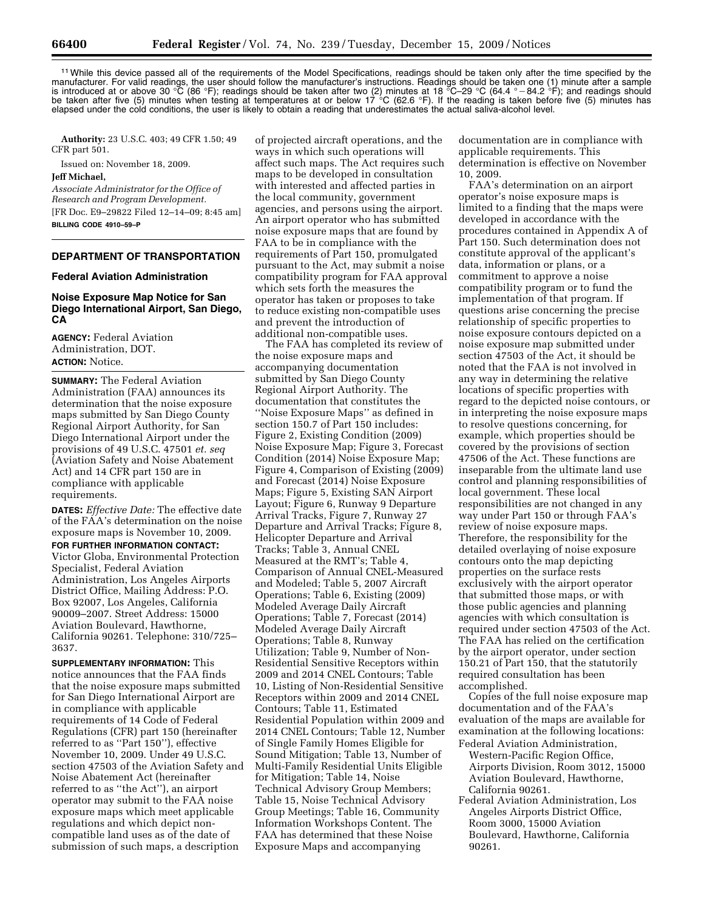[11] While this device passed all of the requirements of the Model Specifications, readings should be taken only after the time specified by the manufacturer. For valid readings, the user should follow the manufacturer's instructions. Readings should be taken one (1) minute after a sample is introduced at or above 30 °C (86 °F); readings should be taken after two (2) minutes at 18 °C–29 °C (64.4 ° – 84.2 °F); and readings should be taken after five (5) minutes when testing at temperatures at or below 17 °C (62.6 °F). If the reading is taken before five (5) minutes has elapsed under the cold conditions, the user is likely to obtain a reading that underestimates the actual saliva-alcohol level.

**Authority:** 23 U.S.C. 403; 49 CFR 1.50; 49 CFR part 501.

Issued on: November 18, 2009.

**Jeff Michael,**

*Associate Administrator for the Office of Research and Program Development.*

[FR Doc. E9–29822 Filed 12–14–09; 8:45 am]

**BILLING CODE 4910–59–P**

## DEPARTMENT OF TRANSPORTATION

### Federal Aviation Administration

### Noise Exposure Map Notice for San Diego International Airport, San Diego, CA

**AGENCY:** Federal Aviation Administration, DOT.

**ACTION:** Notice.

**SUMMARY:** The Federal Aviation Administration (FAA) announces its determination that the noise exposure maps submitted by San Diego County Regional Airport Authority, for San Diego International Airport under the provisions of 49 U.S.C. 47501 *et. seq* (Aviation Safety and Noise Abatement Act) and 14 CFR part 150 are in compliance with applicable requirements.

**DATES:** *Effective Date:* The effective date of the FAA's determination on the noise exposure maps is November 10, 2009.

**FOR FURTHER INFORMATION CONTACT:** Victor Globa, Environmental Protection Specialist, Federal Aviation Administration, Los Angeles Airports District Office, Mailing Address: P.O. Box 92007, Los Angeles, California 90009–2007. Street Address: 15000 Aviation Boulevard, Hawthorne, California 90261. Telephone: 310/725–3637.

**SUPPLEMENTARY INFORMATION:** This notice announces that the FAA finds that the noise exposure maps submitted for San Diego International Airport are in compliance with applicable requirements of 14 Code of Federal Regulations (CFR) part 150 (hereinafter referred to as "Part 150"), effective November 10, 2009. Under 49 U.S.C. section 47503 of the Aviation Safety and Noise Abatement Act (hereinafter referred to as "the Act"), an airport operator may submit to the FAA noise exposure maps which meet applicable regulations and which depict non-compatible land uses as of the date of submission of such maps, a description of projected aircraft operations, and the ways in which such operations will affect such maps. The Act requires such maps to be developed in consultation with interested and affected parties in the local community, government agencies, and persons using the airport. An airport operator who has submitted noise exposure maps that are found by FAA to be in compliance with the requirements of Part 150, promulgated pursuant to the Act, may submit a noise compatibility program for FAA approval which sets forth the measures the operator has taken or proposes to take to reduce existing non-compatible uses and prevent the introduction of additional non-compatible uses.

The FAA has completed its review of the noise exposure maps and accompanying documentation submitted by San Diego County Regional Airport Authority. The documentation that constitutes the "Noise Exposure Maps" as defined in section 150.7 of Part 150 includes: Figure 2, Existing Condition (2009) Noise Exposure Map; Figure 3, Forecast Condition (2014) Noise Exposure Map; Figure 4, Comparison of Existing (2009) and Forecast (2014) Noise Exposure Maps; Figure 5, Existing SAN Airport Layout; Figure 6, Runway 9 Departure Arrival Tracks, Figure 7, Runway 27 Departure and Arrival Tracks; Figure 8, Helicopter Departure and Arrival Tracks; Table 3, Annual CNEL Measured at the RMT's; Table 4, Comparison of Annual CNEL-Measured and Modeled; Table 5, 2007 Aircraft Operations; Table 6, Existing (2009) Modeled Average Daily Aircraft Operations; Table 7, Forecast (2014) Modeled Average Daily Aircraft Operations; Table 8, Runway Utilization; Table 9, Number of Non-Residential Sensitive Receptors within 2009 and 2014 CNEL Contours; Table 10, Listing of Non-Residential Sensitive Receptors within 2009 and 2014 CNEL Contours; Table 11, Estimated Residential Population within 2009 and 2014 CNEL Contours; Table 12, Number of Single Family Homes Eligible for Sound Mitigation; Table 13, Number of Multi-Family Residential Units Eligible for Mitigation; Table 14, Noise Technical Advisory Group Members; Table 15, Noise Technical Advisory Group Meetings; Table 16, Community Information Workshops Content. The FAA has determined that these Noise Exposure Maps and accompanying documentation are in compliance with applicable requirements. This determination is effective on November 10, 2009.

FAA's determination on an airport operator's noise exposure maps is limited to a finding that the maps were developed in accordance with the procedures contained in Appendix A of Part 150. Such determination does not constitute approval of the applicant's data, information or plans, or a commitment to approve a noise compatibility program or to fund the implementation of that program. If questions arise concerning the precise relationship of specific properties to noise exposure contours depicted on a noise exposure map submitted under section 47503 of the Act, it should be noted that the FAA is not involved in any way in determining the relative locations of specific properties with regard to the depicted noise contours, or in interpreting the noise exposure maps to resolve questions concerning, for example, which properties should be covered by the provisions of section 47506 of the Act. These functions are inseparable from the ultimate land use control and planning responsibilities of local government. These local responsibilities are not changed in any way under Part 150 or through FAA's review of noise exposure maps. Therefore, the responsibility for the detailed overlaying of noise exposure contours onto the map depicting properties on the surface rests exclusively with the airport operator that submitted those maps, or with those public agencies and planning agencies with which consultation is required under section 47503 of the Act. The FAA has relied on the certification by the airport operator, under section 150.21 of Part 150, that the statutorily required consultation has been accomplished.

Copies of the full noise exposure map documentation and of the FAA's evaluation of the maps are available for examination at the following locations:

Federal Aviation Administration, Western-Pacific Region Office, Airports Division, Room 3012, 15000 Aviation Boulevard, Hawthorne, California 90261.

Federal Aviation Administration, Los Angeles Airports District Office, Room 3000, 15000 Aviation Boulevard, Hawthorne, California 90261.